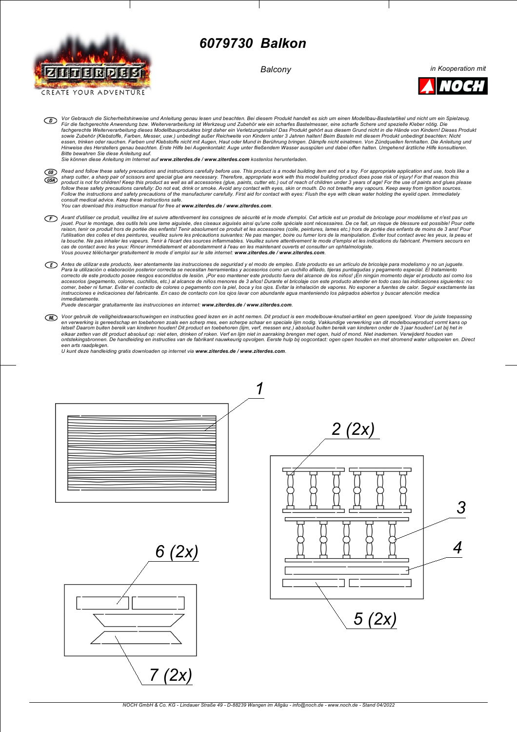# 6079730 Balkon

Balcony

in Kooperation mit

NOCH

ZITERDES
CREATE YOUR ADVENTURE

(D) Vor Gebrauch die Sicherheitshinweise und Anleitung genau lesen und beachten. Bei diesem Produkt handelt es sich um einen Modellbau-Bastelartikel und nicht um ein Spielzeug. Für die fachgerechte Anwendung bzw. Weiterverarbeitung ist Werkzeug und Zubehör wie ein scharfes Bastelmesser, eine scharfe Schere und spezielle Kleber nötig. Die fachgerechte Weiterverarbeitung dieses Modellbauproduktes birgt daher ein Verletzungsrisiko! Das Produkt gehört aus diesem Grund nicht in die Hände von Kindern! Dieses Produkt sowie Zubehör (Klebstoffe, Farben, Messer, usw.) unbedingt außer Reichweite von Kindern unter 3 Jahren halten! Beim Basteln mit diesem Produkt unbedingt beachten: Nicht essen, trinken oder rauchen. Farben und Klebstoffe nicht mit Augen, Haut oder Mund in Berührung bringen. Dämpfe nicht einatmen. Von Zündquellen fernhalten. Die Anleitung und Hinweise des Herstellers genau beachten. Erste Hilfe bei Augenkontakt: Auge unter fließendem Wasser ausspülen und dabei offen halten. Umgehend ärztliche Hilfe konsultieren. Bitte bewahren Sie diese Anleitung auf.
Sie können diese Anleitung im Internet auf **www.ziterdes.de / www.ziterdes.com** kostenlos herunterladen.

(GB) (USA) Read and follow these safety precautions and instructions carefully before use. This product is a model building item and not a toy. For appropriate application and use, tools like a sharp cutter, a sharp pair of scissors and special glue are necessary. Therefore, appropriate work with this model building product does pose risk of injury! For that reason this product is not for children! Keep this product as well as all accessories (glue, paints, cutter etc.) out of reach of children under 3 years of age! For the use of paints and glues please follow these safety precautions carefully: Do not eat, drink or smoke. Avoid any contact with eyes, skin or mouth. Do not breathe any vapours. Keep away from ignition sources. Follow the instructions and safety precautions of the manufacturer carefully. First aid for contact with eyes: Flush the eye with clean water holding the eyelid open. Immediately consult medical advice. Keep these instructions safe.
You can download this instruction manual for free at **www.ziterdes.de / www.ziterdes.com**.

(F) Avant d'utiliser ce produit, veuillez lire et suivre attentivement les consignes de sécurité et le mode d'emploi. Cet article est un produit de bricolage pour modélisme et n'est pas un jouet. Pour le montage, des outils tels une lame aiguisée, des ciseaux aiguisés ainsi qu'une colle spéciale sont nécessaires. De ce fait, un risque de blessure est possible! Pour cette raison, tenir ce produit hors de portée des enfants! Tenir absolument ce produit et les accessoires (colle, peintures, lames etc.) hors de portée des enfants de moins de 3 ans! Pour l'utilisation des colles et des peintures, veuillez suivre les précautions suivantes: Ne pas manger, boire ou fumer lors de la manipulation. Eviter tout contact avec les yeux, la peau et la bouche. Ne pas inhaler les vapeurs. Tenir à l'écart des sources inflammables. Veuillez suivre attentivement le mode d'emploi et les indications du fabricant. Premiers secours en cas de contact avec les yeux: Rincer immédiatement et abondamment à l'eau en les maintenant ouverts et consulter un ophtalmologiste.
Vous pouvez télécharger gratuitement le mode d´emploi sur le site internet: **www.ziterdes.de / www.ziterdes.com**.

(E) Antes de utilizar este producto, leer atentamente las instrucciones de seguridad y el modo de empleo. Este producto es un artículo de bricolaje para modelismo y no un juguete. Para la utilización o elaboración posterior correcta se necesitan herramientas y accesorios como un cuchillo afilado, tijeras puntiagudas y pegamento especial. El tratamiento correcto de este producto posee riesgos escondidos de lesión. ¡Por eso mantener este producto fuera del alcance de los niños! ¡En ningún momento dejar el producto así como los accesorios (pegamento, colores, cuchillos, etc.) al alcance de niños menores de 3 años! Durante el bricolaje con este producto atender en todo caso las indicaciones siguientes: no comer, beber ni fumar. Evitar el contacto de colores o pegamento con la piel, boca y los ojos. Evitar la inhalación de vapores. No exponer a fuentes de calor. Seguir exactamente las instrucciones e indicaciones del fabricante. En caso de contacto con los ojos lavar con abundante agua manteniendo los párpados abiertos y buscar atención medica inmediatamente.
Puede descargar gratuitamente las instrucciones en internet: **www.ziterdes.de / www.ziterdes.com**.

(NL) Voor gebruik de veiligheidswaarschuwingen en instructies goed lezen en in acht nemen. Dit product is een modelbouw-knutsel-artikel en geen speelgoed. Voor de juiste toepassing en verwerking is gereedschap en toebehoren zoals een scherp mes, een scherpe schaar en speciale lijm nodig. Vakkundige verwerking van dit modelbouwproduct vormt kans op letsel! Daarom buiten bereik van kinderen houden! Dit product en toebehoren (lijm, verf, messen enz.) absoluut buiten bereik van kinderen onder de 3 jaar houden! Let bij het in elkaar zetten van dit product absoluut op: niet eten, drinken of roken. Verf en lijm niet in aanraking brengen met ogen, huid of mond. Niet inademen. Verwijderd houden van ontstekingsbronnen. De handleiding en instructies van de fabrikant nauwkeurig opvolgen. Eerste hulp bij oogcontact: ogen open houden en met stromend water uitspoelen en. Direct een arts raadplegen.
U kunt deze handleiding gratis downloaden op internet via **www.ziterdes.de / www.ziterdes.com**.

1

2 (2x)

3

4

5 (2x)

6 (2x)

7 (2x)

NOCH GmbH & Co. KG - Lindauer Straße 49 - D-88239 Wangen im Allgäu - info@noch.de - www.noch.de - Stand 04/2022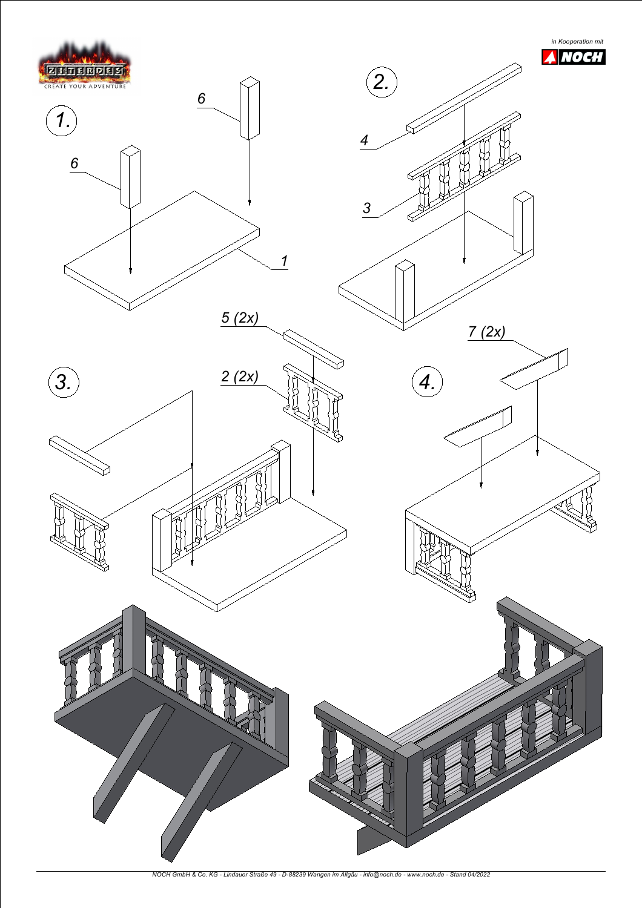in Kooperation mit

1.

6

6

1

2.

4

3

5 (2x)

2 (2x)

3.

7 (2x)

4.

NOCH GmbH & Co. KG - Lindauer Straße 49 - D-88239 Wangen im Allgäu - info@noch.de - www.noch.de - Stand 04/2022